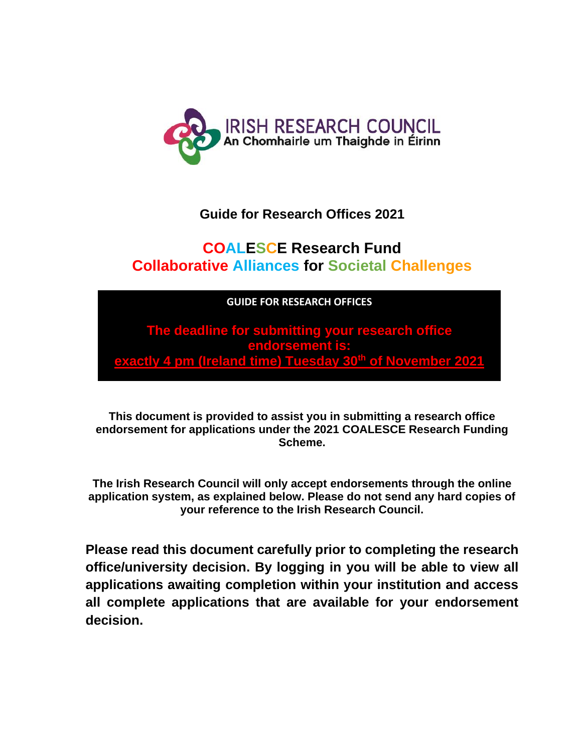IRISH RESEARCH COUNCIL
An Chomhairle um Thaighde in Éirinn

## Guide for Research Offices 2021

# COALESCE Research Fund
## Collaborative Alliances for Societal Challenges

**GUIDE FOR RESEARCH OFFICES**

**The deadline for submitting your research office endorsement is:**

**exactly 4 pm (Ireland time) Tuesday 30th of November 2021**

**This document is provided to assist you in submitting a research office endorsement for applications under the 2021 COALESCE Research Funding Scheme.**

**The Irish Research Council will only accept endorsements through the online application system, as explained below. Please do not send any hard copies of your reference to the Irish Research Council.**

**Please read this document carefully prior to completing the research office/university decision. By logging in you will be able to view all applications awaiting completion within your institution and access all complete applications that are available for your endorsement decision.**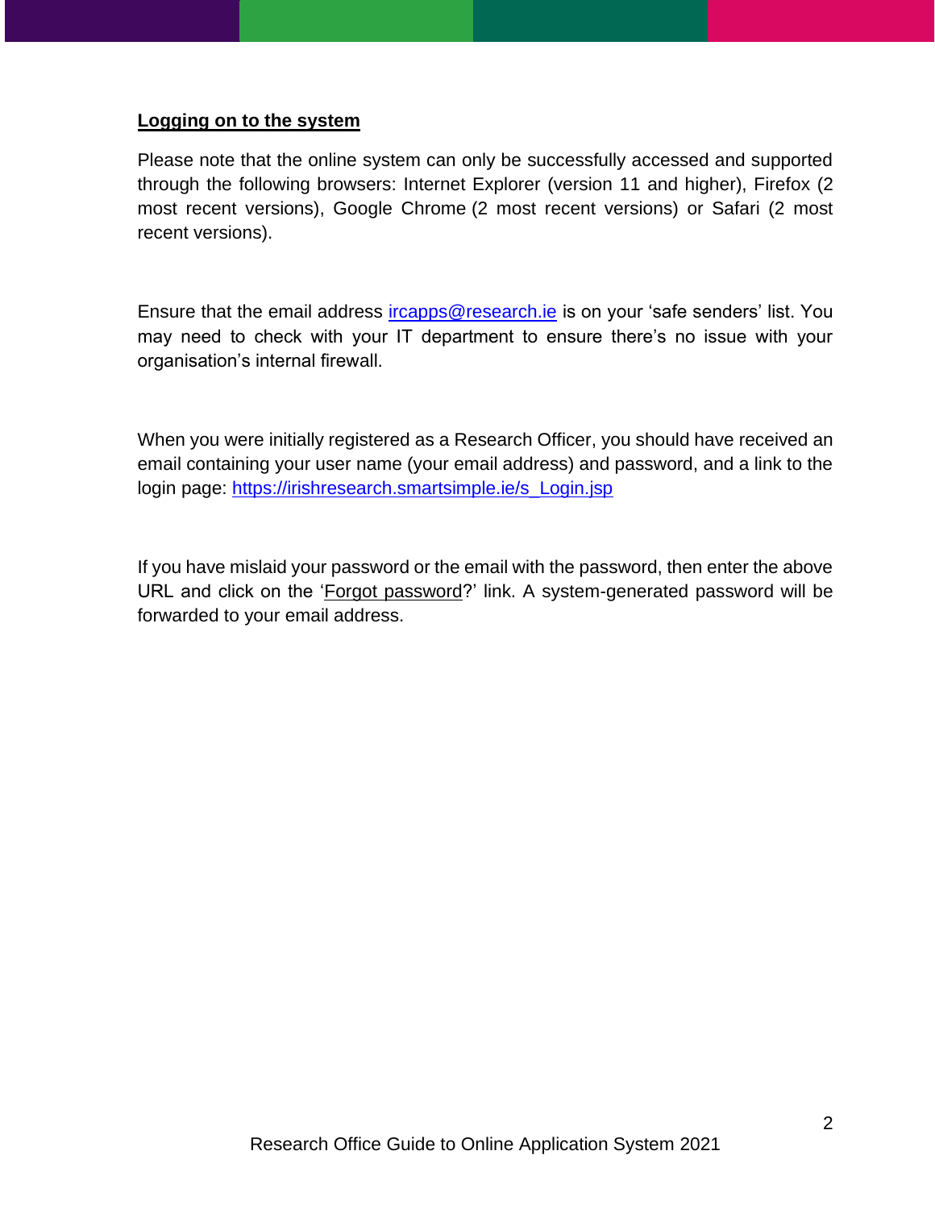**Logging on to the system**

Please note that the online system can only be successfully accessed and supported through the following browsers: Internet Explorer (version 11 and higher), Firefox (2 most recent versions), Google Chrome (2 most recent versions) or Safari (2 most recent versions).

Ensure that the email address [ircapps@research.ie](mailto:ircapps@research.ie) is on your 'safe senders' list. You may need to check with your IT department to ensure there's no issue with your organisation's internal firewall.

When you were initially registered as a Research Officer, you should have received an email containing your user name (your email address) and password, and a link to the login page: [https://irishresearch.smartsimple.ie/s_Login.jsp](https://irishresearch.smartsimple.ie/s_Login.jsp)

If you have mislaid your password or the email with the password, then enter the above URL and click on the 'Forgot password?' link. A system-generated password will be forwarded to your email address.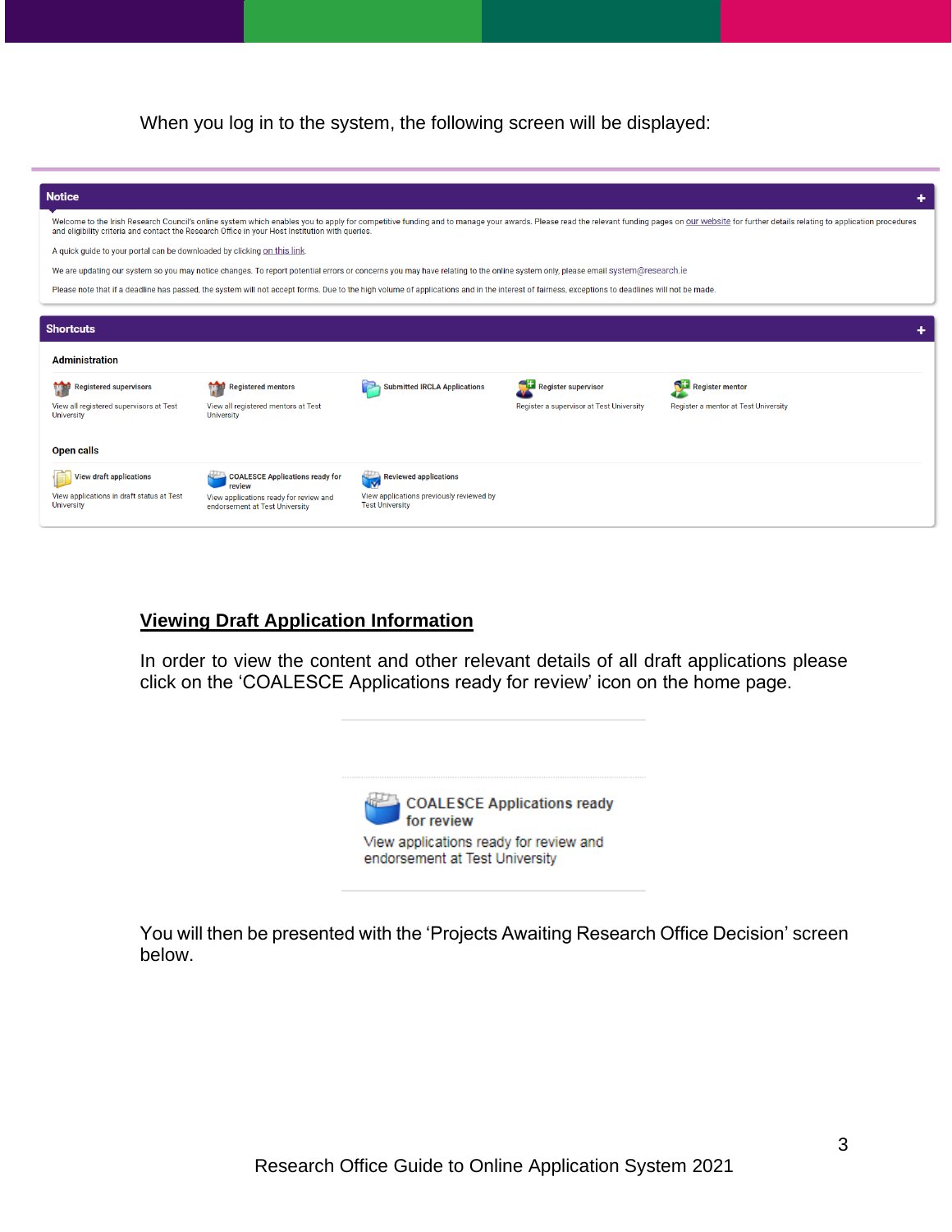When you log in to the system, the following screen will be displayed:

**Notice**

Welcome to the Irish Research Council's online system which enables you to apply for competitive funding and to manage your awards. Please read the relevant funding pages on our website for further details relating to application procedures and eligibility criteria and contact the Research Office in your Host Institution with queries.

A quick guide to your portal can be downloaded by clicking on this link.

We are updating our system so you may notice changes. To report potential errors or concerns you may have relating to the online system only, please email system@research.ie

Please note that if a deadline has passed, the system will not accept forms. Due to the high volume of applications and in the interest of fairness, exceptions to deadlines will not be made.

**Shortcuts**

**Administration**

- **Registered supervisors** – View all registered supervisors at Test University
- **Registered mentors** – View all registered mentors at Test University
- **Submitted IRCLA Applications**
- **Register supervisor** – Register a supervisor at Test University
- **Register mentor** – Register a mentor at Test University

**Open calls**

- **View draft applications** – View applications in draft status at Test University
- **COALESCE Applications ready for review** – View applications ready for review and endorsement at Test University
- **Reviewed applications** – View applications previously reviewed by Test University

## Viewing Draft Application Information

In order to view the content and other relevant details of all draft applications please click on the 'COALESCE Applications ready for review' icon on the home page.

**COALESCE Applications ready for review**
View applications ready for review and endorsement at Test University

You will then be presented with the 'Projects Awaiting Research Office Decision' screen below.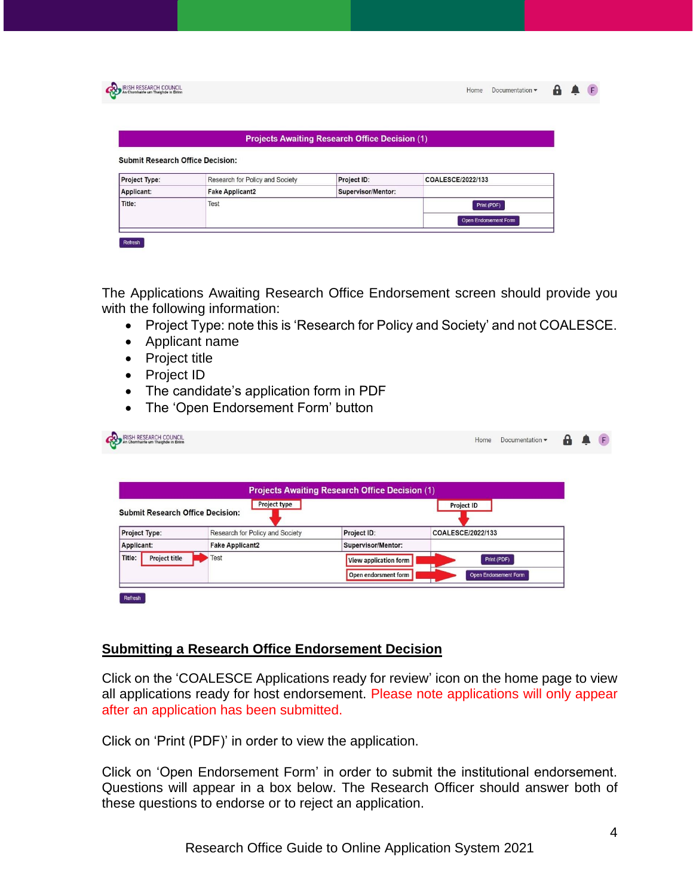| Projects Awaiting Research Office Decision (1) | | | |
|---|---|---|---|
| Project Type: | Research for Policy and Society | Project ID: | COALESCE/2022/133 |
| Applicant: | Fake Applicant2 | Supervisor/Mentor: | |
| Title: | Test | | Print (PDF) |
| | | | Open Endorsement Form |

The Applications Awaiting Research Office Endorsement screen should provide you with the following information:

- Project Type: note this is 'Research for Policy and Society' and not COALESCE.
- Applicant name
- Project title
- Project ID
- The candidate's application form in PDF
- The 'Open Endorsement Form' button

## Submitting a Research Office Endorsement Decision

Click on the 'COALESCE Applications ready for review' icon on the home page to view all applications ready for host endorsement. Please note applications will only appear after an application has been submitted.

Click on 'Print (PDF)' in order to view the application.

Click on 'Open Endorsement Form' in order to submit the institutional endorsement. Questions will appear in a box below. The Research Officer should answer both of these questions to endorse or to reject an application.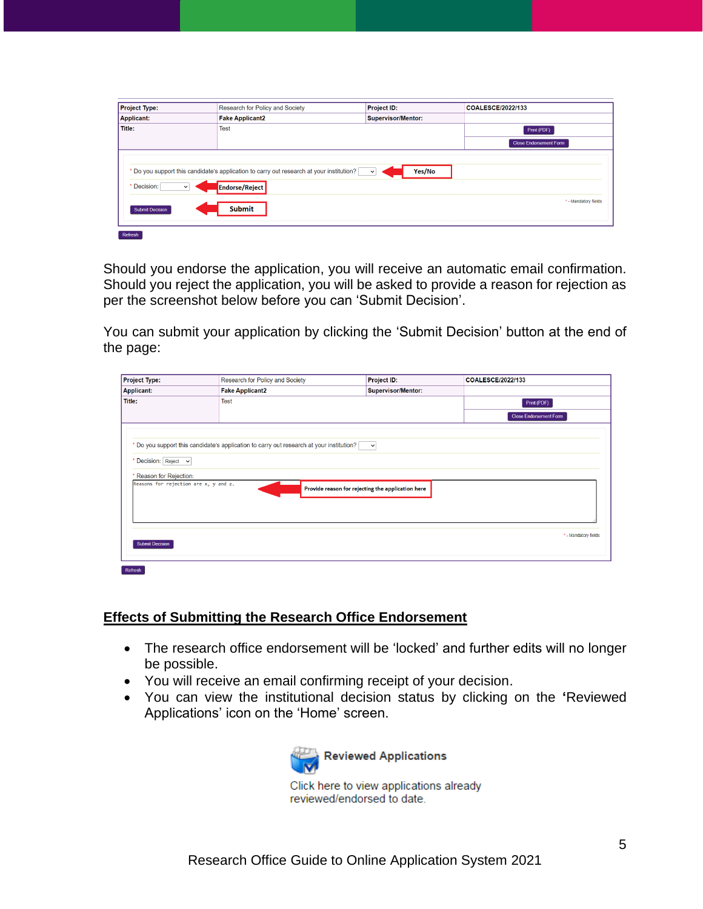| Project Type: | Research for Policy and Society | Project ID: | COALESCE/2022/133 |
| --- | --- | --- | --- |
| Applicant: | Fake Applicant2 | Supervisor/Mentor: | |
| Title: | Test | | Print (PDF) / Close Endorsement Form |

\* Do you support this candidate's application to carry out research at your institution? — Yes/No

\* Decision: — Endorse/Reject

\* - Mandatory fields

Submit Decision — Submit

Refresh

Should you endorse the application, you will receive an automatic email confirmation. Should you reject the application, you will be asked to provide a reason for rejection as per the screenshot below before you can 'Submit Decision'.

You can submit your application by clicking the 'Submit Decision' button at the end of the page:

| Project Type: | Research for Policy and Society | Project ID: | COALESCE/2022/133 |
| --- | --- | --- | --- |
| Applicant: | Fake Applicant2 | Supervisor/Mentor: | |
| Title: | Test | | Print (PDF) / Close Endorsement Form |

\* Do you support this candidate's application to carry out research at your institution?

\* Decision: Reject

\* Reason for Rejection:

Reasons for rejection are x, y and z. — Provide reason for rejecting the application here

\* - Mandatory fields

Submit Decision

Refresh

## Effects of Submitting the Research Office Endorsement

- The research office endorsement will be 'locked' and further edits will no longer be possible.
- You will receive an email confirming receipt of your decision.
- You can view the institutional decision status by clicking on the **'**Reviewed Applications' icon on the 'Home' screen.

**Reviewed Applications**

Click here to view applications already reviewed/endorsed to date.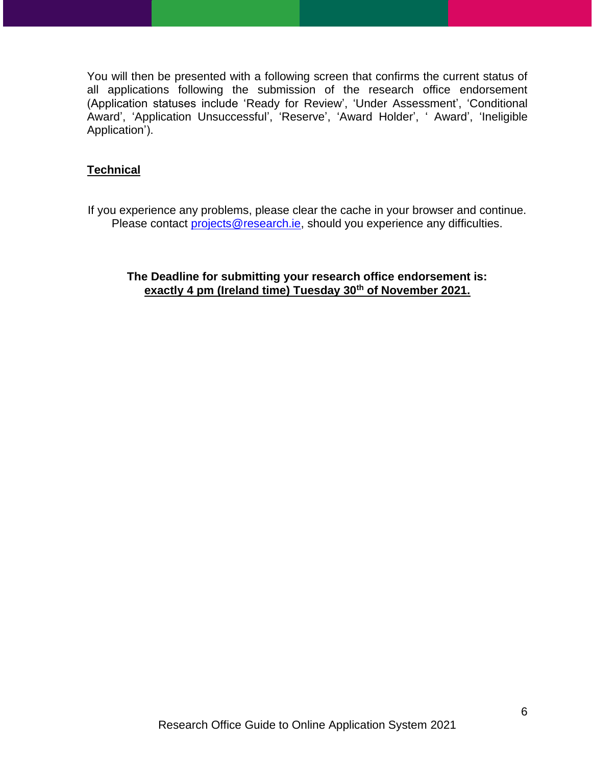You will then be presented with a following screen that confirms the current status of all applications following the submission of the research office endorsement (Application statuses include 'Ready for Review', 'Under Assessment', 'Conditional Award', 'Application Unsuccessful', 'Reserve', 'Award Holder', ' Award', 'Ineligible Application').

**Technical**

If you experience any problems, please clear the cache in your browser and continue. Please contact projects@research.ie, should you experience any difficulties.

**The Deadline for submitting your research office endorsement is:**
**exactly 4 pm (Ireland time) Tuesday 30th of November 2021.**